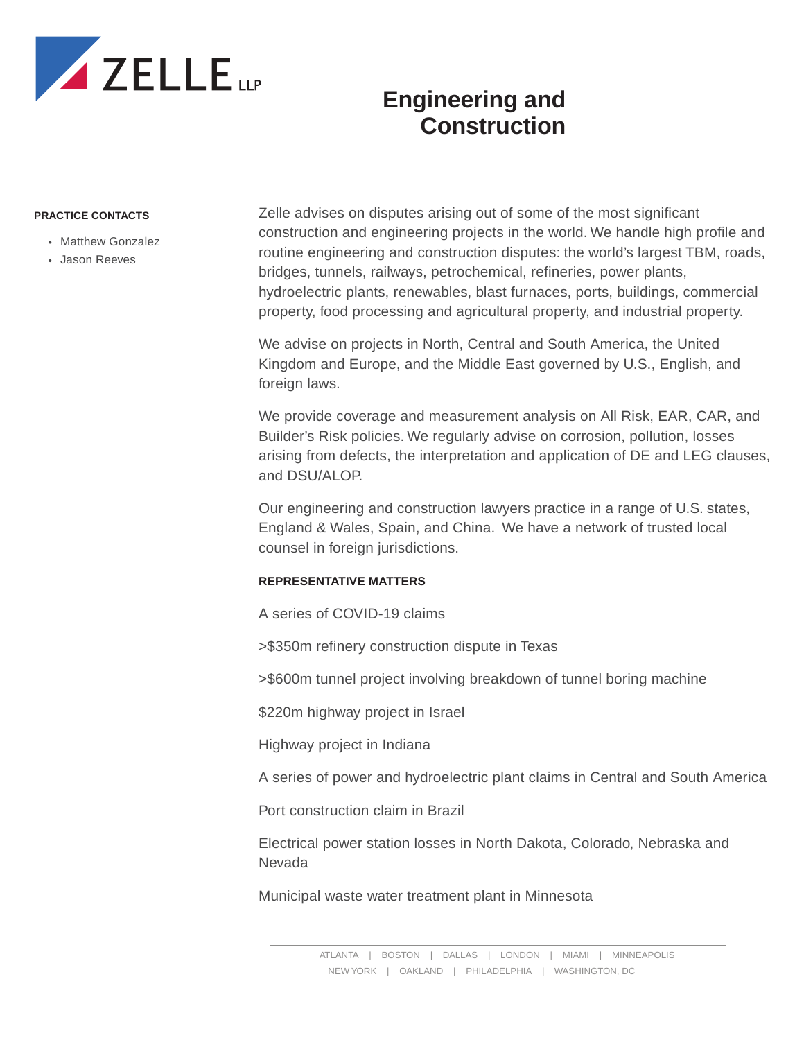ZELLE LLP

# Engineering and Construction

**PRACTICE CONTACTS**

- Matthew Gonzalez
- Jason Reeves

Zelle advises on disputes arising out of some of the most significant construction and engineering projects in the world. We handle high profile and routine engineering and construction disputes: the world's largest TBM, roads, bridges, tunnels, railways, petrochemical, refineries, power plants, hydroelectric plants, renewables, blast furnaces, ports, buildings, commercial property, food processing and agricultural property, and industrial property.

We advise on projects in North, Central and South America, the United Kingdom and Europe, and the Middle East governed by U.S., English, and foreign laws.

We provide coverage and measurement analysis on All Risk, EAR, CAR, and Builder's Risk policies. We regularly advise on corrosion, pollution, losses arising from defects, the interpretation and application of DE and LEG clauses, and DSU/ALOP.

Our engineering and construction lawyers practice in a range of U.S. states, England & Wales, Spain, and China. We have a network of trusted local counsel in foreign jurisdictions.

**REPRESENTATIVE MATTERS**

A series of COVID-19 claims

>$350m refinery construction dispute in Texas

>$600m tunnel project involving breakdown of tunnel boring machine

$220m highway project in Israel

Highway project in Indiana

A series of power and hydroelectric plant claims in Central and South America

Port construction claim in Brazil

Electrical power station losses in North Dakota, Colorado, Nebraska and Nevada

Municipal waste water treatment plant in Minnesota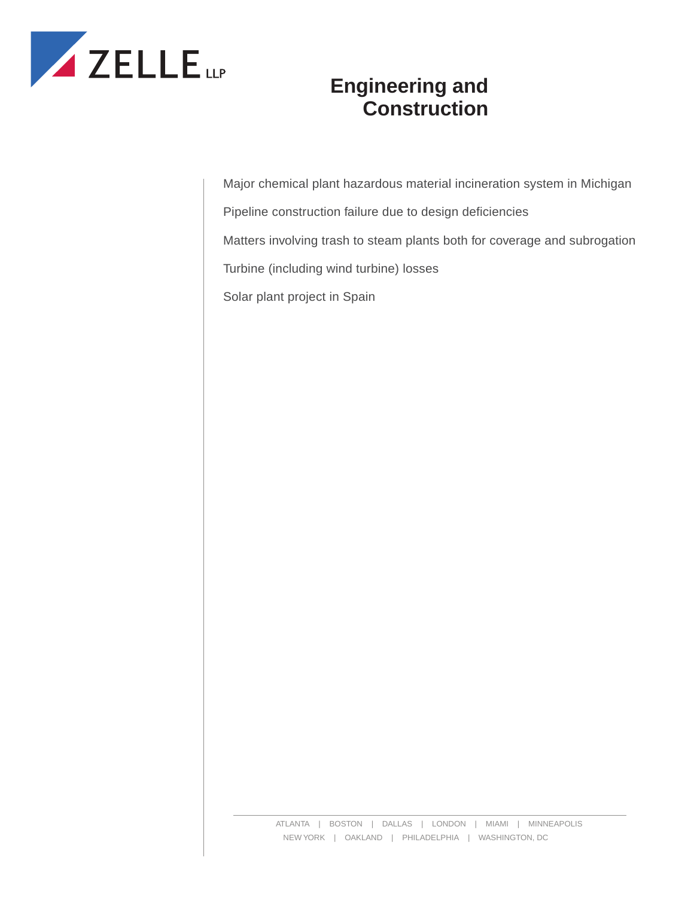# Engineering and Construction

Major chemical plant hazardous material incineration system in Michigan

Pipeline construction failure due to design deficiencies

Matters involving trash to steam plants both for coverage and subrogation

Turbine (including wind turbine) losses

Solar plant project in Spain